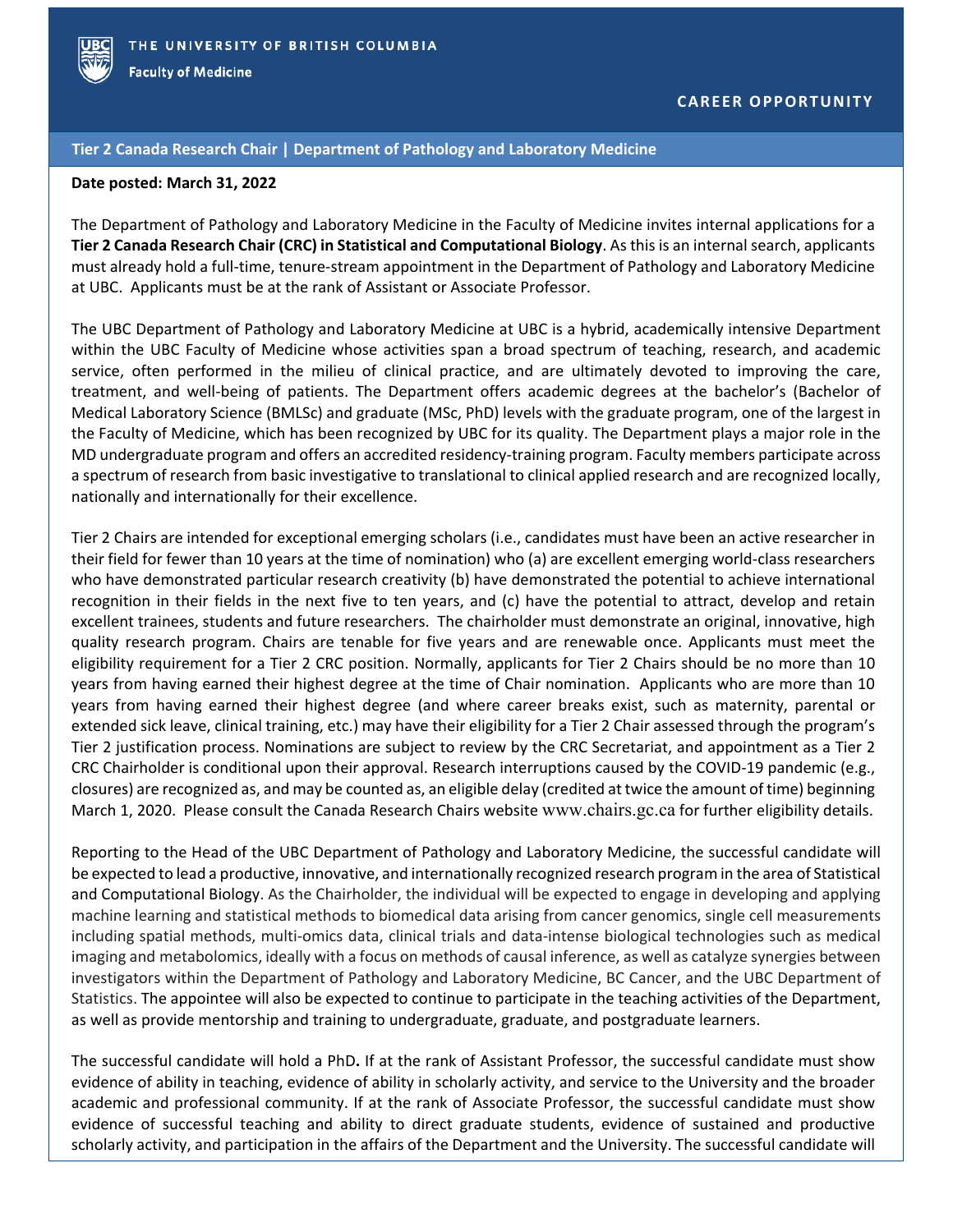THE UNIVERSITY OF BRITISH COLUMBIA

**Faculty of Medicine**

**CAREER OPPORTUNITY**

## Tier 2 Canada Research Chair | Department of Pathology and Laboratory Medicine

**Date posted: March 31, 2022**

The Department of Pathology and Laboratory Medicine in the Faculty of Medicine invites internal applications for a **Tier 2 Canada Research Chair (CRC) in Statistical and Computational Biology**. As this is an internal search, applicants must already hold a full-time, tenure-stream appointment in the Department of Pathology and Laboratory Medicine at UBC. Applicants must be at the rank of Assistant or Associate Professor.

The UBC Department of Pathology and Laboratory Medicine at UBC is a hybrid, academically intensive Department within the UBC Faculty of Medicine whose activities span a broad spectrum of teaching, research, and academic service, often performed in the milieu of clinical practice, and are ultimately devoted to improving the care, treatment, and well-being of patients. The Department offers academic degrees at the bachelor's (Bachelor of Medical Laboratory Science (BMLSc) and graduate (MSc, PhD) levels with the graduate program, one of the largest in the Faculty of Medicine, which has been recognized by UBC for its quality. The Department plays a major role in the MD undergraduate program and offers an accredited residency-training program. Faculty members participate across a spectrum of research from basic investigative to translational to clinical applied research and are recognized locally, nationally and internationally for their excellence.

Tier 2 Chairs are intended for exceptional emerging scholars (i.e., candidates must have been an active researcher in their field for fewer than 10 years at the time of nomination) who (a) are excellent emerging world-class researchers who have demonstrated particular research creativity (b) have demonstrated the potential to achieve international recognition in their fields in the next five to ten years, and (c) have the potential to attract, develop and retain excellent trainees, students and future researchers. The chairholder must demonstrate an original, innovative, high quality research program. Chairs are tenable for five years and are renewable once. Applicants must meet the eligibility requirement for a Tier 2 CRC position. Normally, applicants for Tier 2 Chairs should be no more than 10 years from having earned their highest degree at the time of Chair nomination. Applicants who are more than 10 years from having earned their highest degree (and where career breaks exist, such as maternity, parental or extended sick leave, clinical training, etc.) may have their eligibility for a Tier 2 Chair assessed through the program's Tier 2 justification process. Nominations are subject to review by the CRC Secretariat, and appointment as a Tier 2 CRC Chairholder is conditional upon their approval. Research interruptions caused by the COVID-19 pandemic (e.g., closures) are recognized as, and may be counted as, an eligible delay (credited at twice the amount of time) beginning March 1, 2020. Please consult the Canada Research Chairs website www.chairs.gc.ca for further eligibility details.

Reporting to the Head of the UBC Department of Pathology and Laboratory Medicine, the successful candidate will be expected to lead a productive, innovative, and internationally recognized research program in the area of Statistical and Computational Biology. As the Chairholder, the individual will be expected to engage in developing and applying machine learning and statistical methods to biomedical data arising from cancer genomics, single cell measurements including spatial methods, multi-omics data, clinical trials and data-intense biological technologies such as medical imaging and metabolomics, ideally with a focus on methods of causal inference, as well as catalyze synergies between investigators within the Department of Pathology and Laboratory Medicine, BC Cancer, and the UBC Department of Statistics. The appointee will also be expected to continue to participate in the teaching activities of the Department, as well as provide mentorship and training to undergraduate, graduate, and postgraduate learners.

The successful candidate will hold a PhD**.** If at the rank of Assistant Professor, the successful candidate must show evidence of ability in teaching, evidence of ability in scholarly activity, and service to the University and the broader academic and professional community. If at the rank of Associate Professor, the successful candidate must show evidence of successful teaching and ability to direct graduate students, evidence of sustained and productive scholarly activity, and participation in the affairs of the Department and the University. The successful candidate will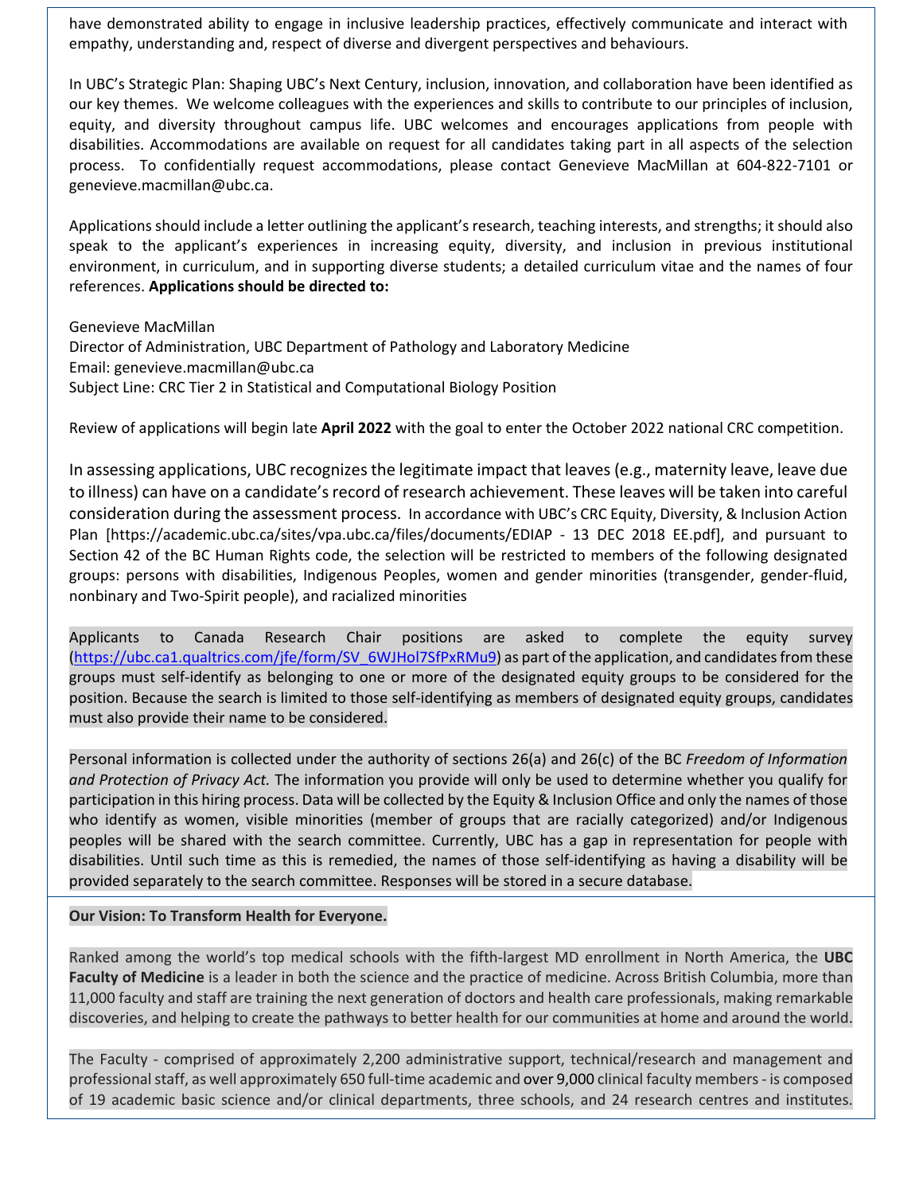have demonstrated ability to engage in inclusive leadership practices, effectively communicate and interact with empathy, understanding and, respect of diverse and divergent perspectives and behaviours.

In UBC's Strategic Plan: Shaping UBC's Next Century, inclusion, innovation, and collaboration have been identified as our key themes. We welcome colleagues with the experiences and skills to contribute to our principles of inclusion, equity, and diversity throughout campus life. UBC welcomes and encourages applications from people with disabilities. Accommodations are available on request for all candidates taking part in all aspects of the selection process. To confidentially request accommodations, please contact Genevieve MacMillan at 604-822-7101 or genevieve.macmillan@ubc.ca.

Applications should include a letter outlining the applicant's research, teaching interests, and strengths; it should also speak to the applicant's experiences in increasing equity, diversity, and inclusion in previous institutional environment, in curriculum, and in supporting diverse students; a detailed curriculum vitae and the names of four references. **Applications should be directed to:**

Genevieve MacMillan
Director of Administration, UBC Department of Pathology and Laboratory Medicine
Email: genevieve.macmillan@ubc.ca
Subject Line: CRC Tier 2 in Statistical and Computational Biology Position

Review of applications will begin late **April 2022** with the goal to enter the October 2022 national CRC competition.

In assessing applications, UBC recognizes the legitimate impact that leaves (e.g., maternity leave, leave due to illness) can have on a candidate's record of research achievement. These leaves will be taken into careful consideration during the assessment process. In accordance with UBC's CRC Equity, Diversity, & Inclusion Action Plan [https://academic.ubc.ca/sites/vpa.ubc.ca/files/documents/EDIAP - 13 DEC 2018 EE.pdf], and pursuant to Section 42 of the BC Human Rights code, the selection will be restricted to members of the following designated groups: persons with disabilities, Indigenous Peoples, women and gender minorities (transgender, gender-fluid, nonbinary and Two-Spirit people), and racialized minorities

Applicants to Canada Research Chair positions are asked to complete the equity survey (https://ubc.ca1.qualtrics.com/jfe/form/SV_6WJHol7SfPxRMu9) as part of the application, and candidates from these groups must self-identify as belonging to one or more of the designated equity groups to be considered for the position. Because the search is limited to those self-identifying as members of designated equity groups, candidates must also provide their name to be considered.

Personal information is collected under the authority of sections 26(a) and 26(c) of the BC *Freedom of Information and Protection of Privacy Act.* The information you provide will only be used to determine whether you qualify for participation in this hiring process. Data will be collected by the Equity & Inclusion Office and only the names of those who identify as women, visible minorities (member of groups that are racially categorized) and/or Indigenous peoples will be shared with the search committee. Currently, UBC has a gap in representation for people with disabilities. Until such time as this is remedied, the names of those self-identifying as having a disability will be provided separately to the search committee. Responses will be stored in a secure database.

**Our Vision: To Transform Health for Everyone.**

Ranked among the world's top medical schools with the fifth-largest MD enrollment in North America, the **UBC Faculty of Medicine** is a leader in both the science and the practice of medicine. Across British Columbia, more than 11,000 faculty and staff are training the next generation of doctors and health care professionals, making remarkable discoveries, and helping to create the pathways to better health for our communities at home and around the world.

The Faculty - comprised of approximately 2,200 administrative support, technical/research and management and professional staff, as well approximately 650 full-time academic and over 9,000 clinical faculty members - is composed of 19 academic basic science and/or clinical departments, three schools, and 24 research centres and institutes.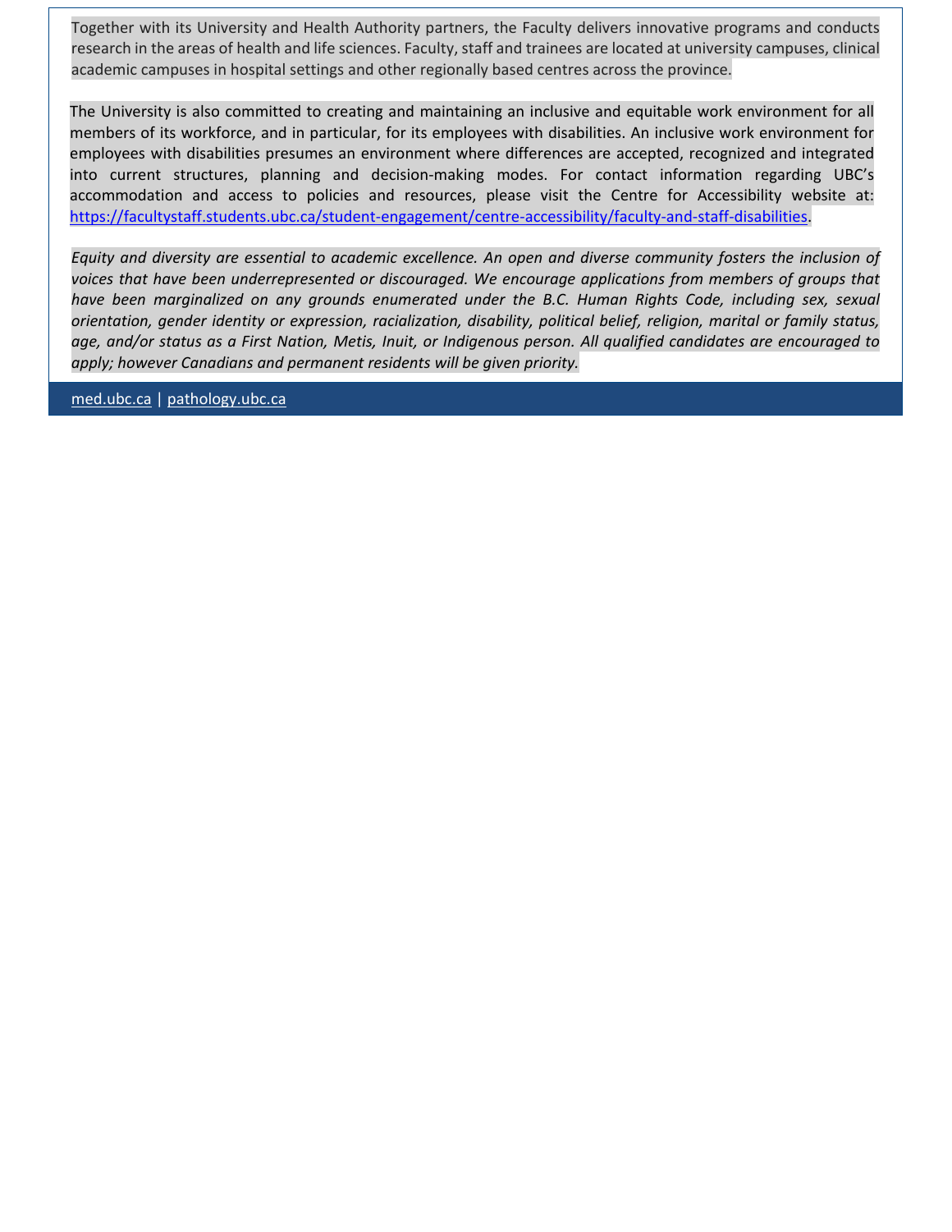Together with its University and Health Authority partners, the Faculty delivers innovative programs and conducts research in the areas of health and life sciences. Faculty, staff and trainees are located at university campuses, clinical academic campuses in hospital settings and other regionally based centres across the province.

The University is also committed to creating and maintaining an inclusive and equitable work environment for all members of its workforce, and in particular, for its employees with disabilities. An inclusive work environment for employees with disabilities presumes an environment where differences are accepted, recognized and integrated into current structures, planning and decision-making modes. For contact information regarding UBC's accommodation and access to policies and resources, please visit the Centre for Accessibility website at: [https://facultystaff.students.ubc.ca/student-engagement/centre-accessibility/faculty-and-staff-disabilities](https://facultystaff.students.ubc.ca/student-engagement/centre-accessibility/faculty-and-staff-disabilities).

*Equity and diversity are essential to academic excellence. An open and diverse community fosters the inclusion of voices that have been underrepresented or discouraged. We encourage applications from members of groups that have been marginalized on any grounds enumerated under the B.C. Human Rights Code, including sex, sexual orientation, gender identity or expression, racialization, disability, political belief, religion, marital or family status, age, and/or status as a First Nation, Metis, Inuit, or Indigenous person. All qualified candidates are encouraged to apply; however Canadians and permanent residents will be given priority.*

med.ubc.ca | pathology.ubc.ca